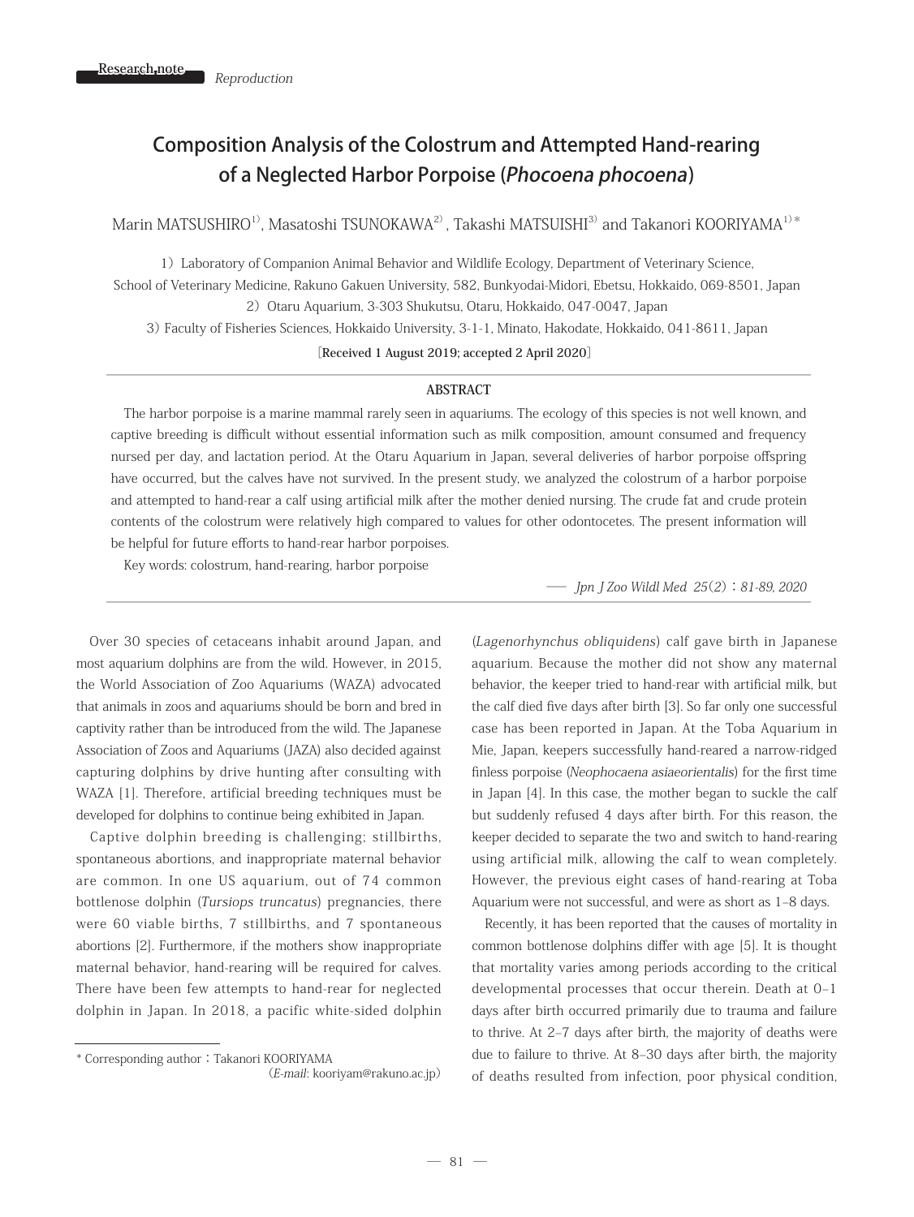Research note *Reproduction*

# Composition Analysis of the Colostrum and Attempted Hand-rearing of a Neglected Harbor Porpoise (*Phocoena phocoena*)

Marin MATSUSHIRO[1], Masatoshi TSUNOKAWA[2], Takashi MATSUISHI[3] and Takanori KOORIYAMA[1]*

1) Laboratory of Companion Animal Behavior and Wildlife Ecology, Department of Veterinary Science, School of Veterinary Medicine, Rakuno Gakuen University, 582, Bunkyodai-Midori, Ebetsu, Hokkaido, 069-8501, Japan

2) Otaru Aquarium, 3-303 Shukutsu, Otaru, Hokkaido, 047-0047, Japan

3) Faculty of Fisheries Sciences, Hokkaido University, 3-1-1, Minato, Hakodate, Hokkaido, 041-8611, Japan

[Received 1 August 2019; accepted 2 April 2020]

## ABSTRACT

The harbor porpoise is a marine mammal rarely seen in aquariums. The ecology of this species is not well known, and captive breeding is difficult without essential information such as milk composition, amount consumed and frequency nursed per day, and lactation period. At the Otaru Aquarium in Japan, several deliveries of harbor porpoise offspring have occurred, but the calves have not survived. In the present study, we analyzed the colostrum of a harbor porpoise and attempted to hand-rear a calf using artificial milk after the mother denied nursing. The crude fat and crude protein contents of the colostrum were relatively high compared to values for other odontocetes. The present information will be helpful for future efforts to hand-rear harbor porpoises.

Key words: colostrum, hand-rearing, harbor porpoise

— *Jpn J Zoo Wildl Med 25(2) : 81-89, 2020*

Over 30 species of cetaceans inhabit around Japan, and most aquarium dolphins are from the wild. However, in 2015, the World Association of Zoo Aquariums (WAZA) advocated that animals in zoos and aquariums should be born and bred in captivity rather than be introduced from the wild. The Japanese Association of Zoos and Aquariums (JAZA) also decided against capturing dolphins by drive hunting after consulting with WAZA [1]. Therefore, artificial breeding techniques must be developed for dolphins to continue being exhibited in Japan.

Captive dolphin breeding is challenging; stillbirths, spontaneous abortions, and inappropriate maternal behavior are common. In one US aquarium, out of 74 common bottlenose dolphin (*Tursiops truncatus*) pregnancies, there were 60 viable births, 7 stillbirths, and 7 spontaneous abortions [2]. Furthermore, if the mothers show inappropriate maternal behavior, hand-rearing will be required for calves. There have been few attempts to hand-rear for neglected dolphin in Japan. In 2018, a pacific white-sided dolphin (*Lagenorhynchus obliquidens*) calf gave birth in Japanese aquarium. Because the mother did not show any maternal behavior, the keeper tried to hand-rear with artificial milk, but the calf died five days after birth [3]. So far only one successful case has been reported in Japan. At the Toba Aquarium in Mie, Japan, keepers successfully hand-reared a narrow-ridged finless porpoise (*Neophocaena asiaeorientalis*) for the first time in Japan [4]. In this case, the mother began to suckle the calf but suddenly refused 4 days after birth. For this reason, the keeper decided to separate the two and switch to hand-rearing using artificial milk, allowing the calf to wean completely. However, the previous eight cases of hand-rearing at Toba Aquarium were not successful, and were as short as 1–8 days.

Recently, it has been reported that the causes of mortality in common bottlenose dolphins differ with age [5]. It is thought that mortality varies among periods according to the critical developmental processes that occur therein. Death at 0–1 days after birth occurred primarily due to trauma and failure to thrive. At 2–7 days after birth, the majority of deaths were due to failure to thrive. At 8–30 days after birth, the majority of deaths resulted from infection, poor physical condition,

* Corresponding author : Takanori KOORIYAMA (*E-mail*: kooriyam@rakuno.ac.jp)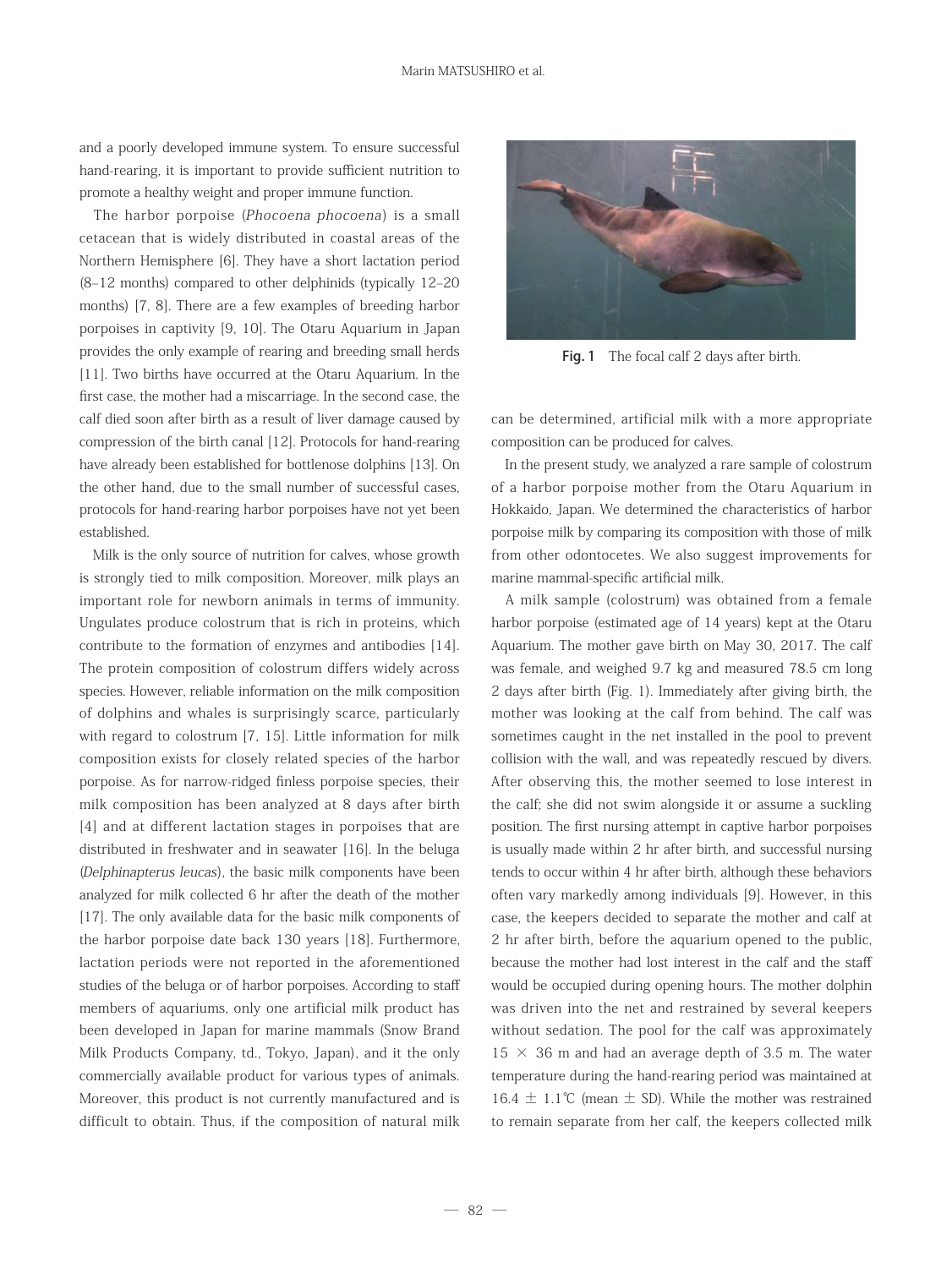and a poorly developed immune system. To ensure successful hand-rearing, it is important to provide sufficient nutrition to promote a healthy weight and proper immune function.

The harbor porpoise (*Phocoena phocoena*) is a small cetacean that is widely distributed in coastal areas of the Northern Hemisphere [6]. They have a short lactation period (8–12 months) compared to other delphinids (typically 12–20 months) [7, 8]. There are a few examples of breeding harbor porpoises in captivity [9, 10]. The Otaru Aquarium in Japan provides the only example of rearing and breeding small herds [11]. Two births have occurred at the Otaru Aquarium. In the first case, the mother had a miscarriage. In the second case, the calf died soon after birth as a result of liver damage caused by compression of the birth canal [12]. Protocols for hand-rearing have already been established for bottlenose dolphins [13]. On the other hand, due to the small number of successful cases, protocols for hand-rearing harbor porpoises have not yet been established.

Milk is the only source of nutrition for calves, whose growth is strongly tied to milk composition. Moreover, milk plays an important role for newborn animals in terms of immunity. Ungulates produce colostrum that is rich in proteins, which contribute to the formation of enzymes and antibodies [14]. The protein composition of colostrum differs widely across species. However, reliable information on the milk composition of dolphins and whales is surprisingly scarce, particularly with regard to colostrum [7, 15]. Little information for milk composition exists for closely related species of the harbor porpoise. As for narrow-ridged finless porpoise species, their milk composition has been analyzed at 8 days after birth [4] and at different lactation stages in porpoises that are distributed in freshwater and in seawater [16]. In the beluga (*Delphinapterus leucas*), the basic milk components have been analyzed for milk collected 6 hr after the death of the mother [17]. The only available data for the basic milk components of the harbor porpoise date back 130 years [18]. Furthermore, lactation periods were not reported in the aforementioned studies of the beluga or of harbor porpoises. According to staff members of aquariums, only one artificial milk product has been developed in Japan for marine mammals (Snow Brand Milk Products Company, td., Tokyo, Japan), and it the only commercially available product for various types of animals. Moreover, this product is not currently manufactured and is difficult to obtain. Thus, if the composition of natural milk can be determined, artificial milk with a more appropriate composition can be produced for calves.

**Fig. 1** The focal calf 2 days after birth.

In the present study, we analyzed a rare sample of colostrum of a harbor porpoise mother from the Otaru Aquarium in Hokkaido, Japan. We determined the characteristics of harbor porpoise milk by comparing its composition with those of milk from other odontocetes. We also suggest improvements for marine mammal-specific artificial milk.

A milk sample (colostrum) was obtained from a female harbor porpoise (estimated age of 14 years) kept at the Otaru Aquarium. The mother gave birth on May 30, 2017. The calf was female, and weighed 9.7 kg and measured 78.5 cm long 2 days after birth (Fig. 1). Immediately after giving birth, the mother was looking at the calf from behind. The calf was sometimes caught in the net installed in the pool to prevent collision with the wall, and was repeatedly rescued by divers. After observing this, the mother seemed to lose interest in the calf; she did not swim alongside it or assume a suckling position. The first nursing attempt in captive harbor porpoises is usually made within 2 hr after birth, and successful nursing tends to occur within 4 hr after birth, although these behaviors often vary markedly among individuals [9]. However, in this case, the keepers decided to separate the mother and calf at 2 hr after birth, before the aquarium opened to the public, because the mother had lost interest in the calf and the staff would be occupied during opening hours. The mother dolphin was driven into the net and restrained by several keepers without sedation. The pool for the calf was approximately $15 \times 36$ m and had an average depth of 3.5 m. The water temperature during the hand-rearing period was maintained at $16.4 \pm 1.1$℃ (mean $\pm$ SD). While the mother was restrained to remain separate from her calf, the keepers collected milk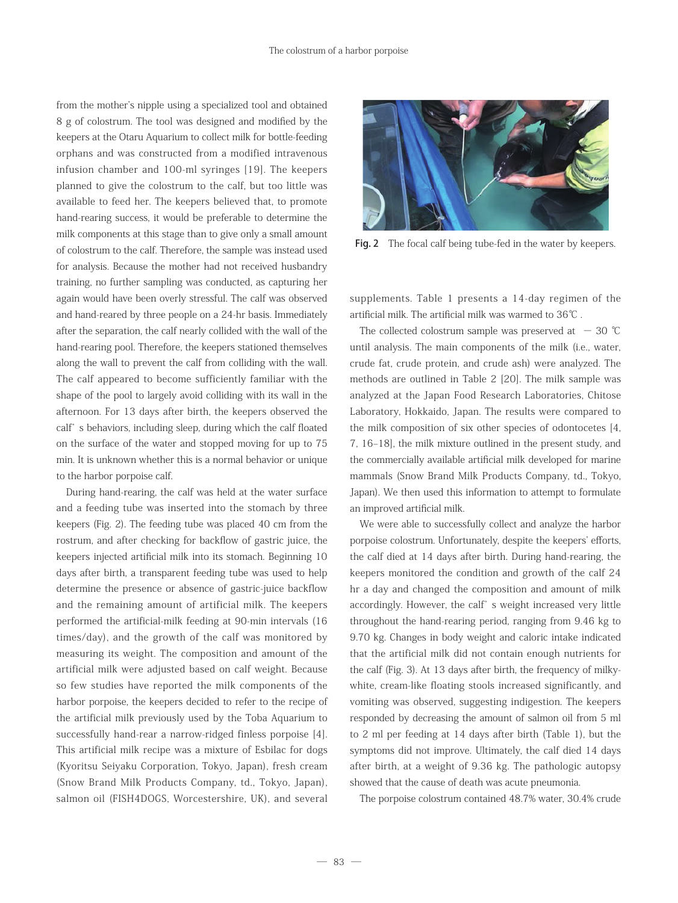from the mother's nipple using a specialized tool and obtained 8 g of colostrum. The tool was designed and modified by the keepers at the Otaru Aquarium to collect milk for bottle-feeding orphans and was constructed from a modified intravenous infusion chamber and 100-ml syringes [19]. The keepers planned to give the colostrum to the calf, but too little was available to feed her. The keepers believed that, to promote hand-rearing success, it would be preferable to determine the milk components at this stage than to give only a small amount of colostrum to the calf. Therefore, the sample was instead used for analysis. Because the mother had not received husbandry training, no further sampling was conducted, as capturing her again would have been overly stressful. The calf was observed and hand-reared by three people on a 24-hr basis. Immediately after the separation, the calf nearly collided with the wall of the hand-rearing pool. Therefore, the keepers stationed themselves along the wall to prevent the calf from colliding with the wall. The calf appeared to become sufficiently familiar with the shape of the pool to largely avoid colliding with its wall in the afternoon. For 13 days after birth, the keepers observed the calf's behaviors, including sleep, during which the calf floated on the surface of the water and stopped moving for up to 75 min. It is unknown whether this is a normal behavior or unique to the harbor porpoise calf.

During hand-rearing, the calf was held at the water surface and a feeding tube was inserted into the stomach by three keepers (Fig. 2). The feeding tube was placed 40 cm from the rostrum, and after checking for backflow of gastric juice, the keepers injected artificial milk into its stomach. Beginning 10 days after birth, a transparent feeding tube was used to help determine the presence or absence of gastric-juice backflow and the remaining amount of artificial milk. The keepers performed the artificial-milk feeding at 90-min intervals (16 times/day), and the growth of the calf was monitored by measuring its weight. The composition and amount of the artificial milk were adjusted based on calf weight. Because so few studies have reported the milk components of the harbor porpoise, the keepers decided to refer to the recipe of the artificial milk previously used by the Toba Aquarium to successfully hand-rear a narrow-ridged finless porpoise [4]. This artificial milk recipe was a mixture of Esbilac for dogs (Kyoritsu Seiyaku Corporation, Tokyo, Japan), fresh cream (Snow Brand Milk Products Company, td., Tokyo, Japan), salmon oil (FISH4DOGS, Worcestershire, UK), and several supplements. Table 1 presents a 14-day regimen of the artificial milk. The artificial milk was warmed to 36℃.

**Fig. 2** The focal calf being tube-fed in the water by keepers.

The collected colostrum sample was preserved at −30 ℃ until analysis. The main components of the milk (i.e., water, crude fat, crude protein, and crude ash) were analyzed. The methods are outlined in Table 2 [20]. The milk sample was analyzed at the Japan Food Research Laboratories, Chitose Laboratory, Hokkaido, Japan. The results were compared to the milk composition of six other species of odontocetes [4, 7, 16–18], the milk mixture outlined in the present study, and the commercially available artificial milk developed for marine mammals (Snow Brand Milk Products Company, td., Tokyo, Japan). We then used this information to attempt to formulate an improved artificial milk.

We were able to successfully collect and analyze the harbor porpoise colostrum. Unfortunately, despite the keepers' efforts, the calf died at 14 days after birth. During hand-rearing, the keepers monitored the condition and growth of the calf 24 hr a day and changed the composition and amount of milk accordingly. However, the calf's weight increased very little throughout the hand-rearing period, ranging from 9.46 kg to 9.70 kg. Changes in body weight and caloric intake indicated that the artificial milk did not contain enough nutrients for the calf (Fig. 3). At 13 days after birth, the frequency of milky-white, cream-like floating stools increased significantly, and vomiting was observed, suggesting indigestion. The keepers responded by decreasing the amount of salmon oil from 5 ml to 2 ml per feeding at 14 days after birth (Table 1), but the symptoms did not improve. Ultimately, the calf died 14 days after birth, at a weight of 9.36 kg. The pathologic autopsy showed that the cause of death was acute pneumonia.

The porpoise colostrum contained 48.7% water, 30.4% crude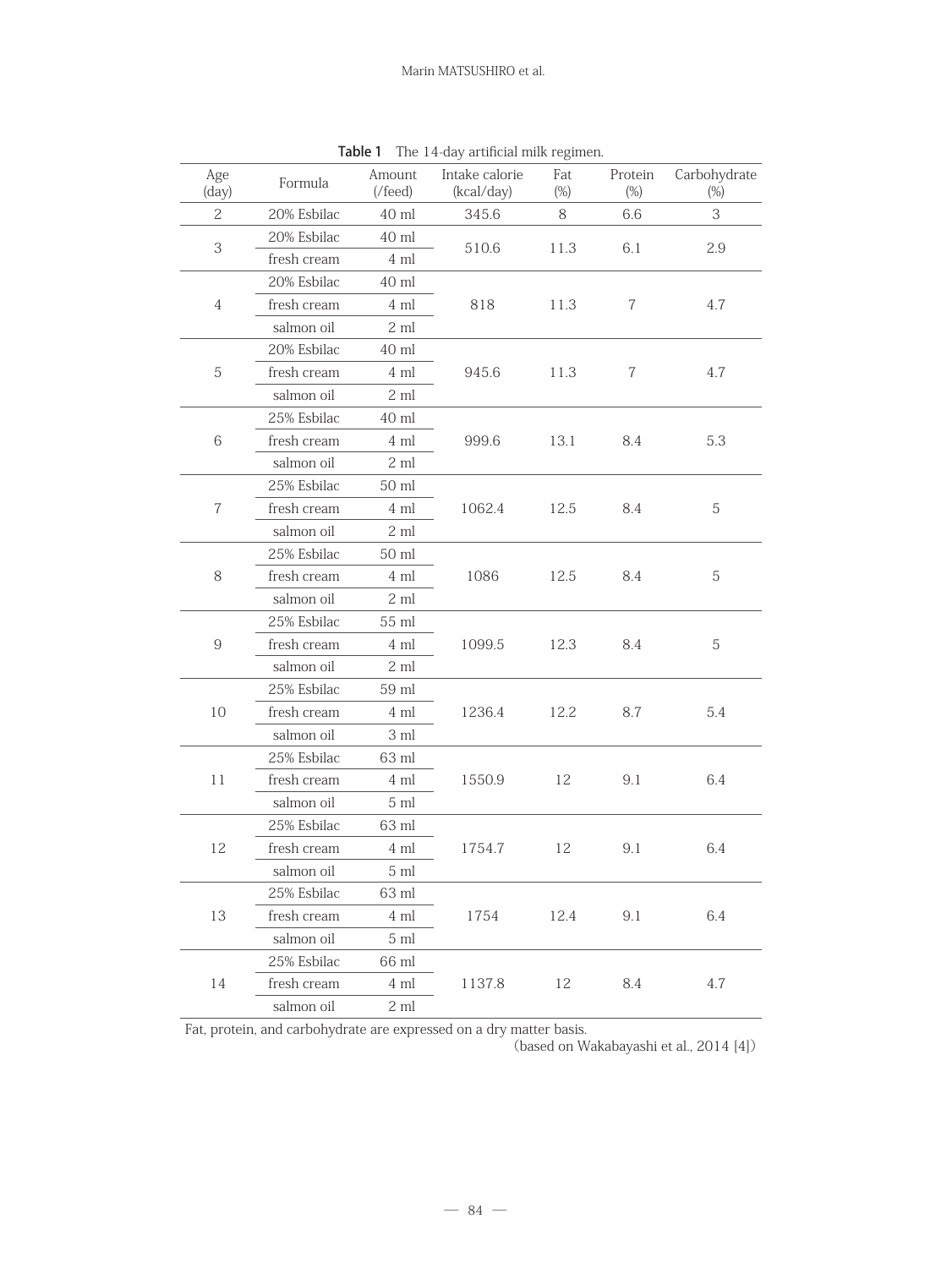**Table 1** The 14-day artificial milk regimen.

| Age (day) | Formula | Amount (/feed) | Intake calorie (kcal/day) | Fat (%) | Protein (%) | Carbohydrate (%) |
|---|---|---|---|---|---|---|
| 2 | 20% Esbilac | 40 ml | 345.6 | 8 | 6.6 | 3 |
| 3 | 20% Esbilac | 40 ml | 510.6 | 11.3 | 6.1 | 2.9 |
| | fresh cream | 4 ml | | | | |
| 4 | 20% Esbilac | 40 ml | 818 | 11.3 | 7 | 4.7 |
| | fresh cream | 4 ml | | | | |
| | salmon oil | 2 ml | | | | |
| 5 | 20% Esbilac | 40 ml | 945.6 | 11.3 | 7 | 4.7 |
| | fresh cream | 4 ml | | | | |
| | salmon oil | 2 ml | | | | |
| 6 | 25% Esbilac | 40 ml | 999.6 | 13.1 | 8.4 | 5.3 |
| | fresh cream | 4 ml | | | | |
| | salmon oil | 2 ml | | | | |
| 7 | 25% Esbilac | 50 ml | 1062.4 | 12.5 | 8.4 | 5 |
| | fresh cream | 4 ml | | | | |
| | salmon oil | 2 ml | | | | |
| 8 | 25% Esbilac | 50 ml | 1086 | 12.5 | 8.4 | 5 |
| | fresh cream | 4 ml | | | | |
| | salmon oil | 2 ml | | | | |
| 9 | 25% Esbilac | 55 ml | 1099.5 | 12.3 | 8.4 | 5 |
| | fresh cream | 4 ml | | | | |
| | salmon oil | 2 ml | | | | |
| 10 | 25% Esbilac | 59 ml | 1236.4 | 12.2 | 8.7 | 5.4 |
| | fresh cream | 4 ml | | | | |
| | salmon oil | 3 ml | | | | |
| 11 | 25% Esbilac | 63 ml | 1550.9 | 12 | 9.1 | 6.4 |
| | fresh cream | 4 ml | | | | |
| | salmon oil | 5 ml | | | | |
| 12 | 25% Esbilac | 63 ml | 1754.7 | 12 | 9.1 | 6.4 |
| | fresh cream | 4 ml | | | | |
| | salmon oil | 5 ml | | | | |
| 13 | 25% Esbilac | 63 ml | 1754 | 12.4 | 9.1 | 6.4 |
| | fresh cream | 4 ml | | | | |
| | salmon oil | 5 ml | | | | |
| 14 | 25% Esbilac | 66 ml | 1137.8 | 12 | 8.4 | 4.7 |
| | fresh cream | 4 ml | | | | |
| | salmon oil | 2 ml | | | | |

Fat, protein, and carbohydrate are expressed on a dry matter basis.

(based on Wakabayashi et al., 2014 [4])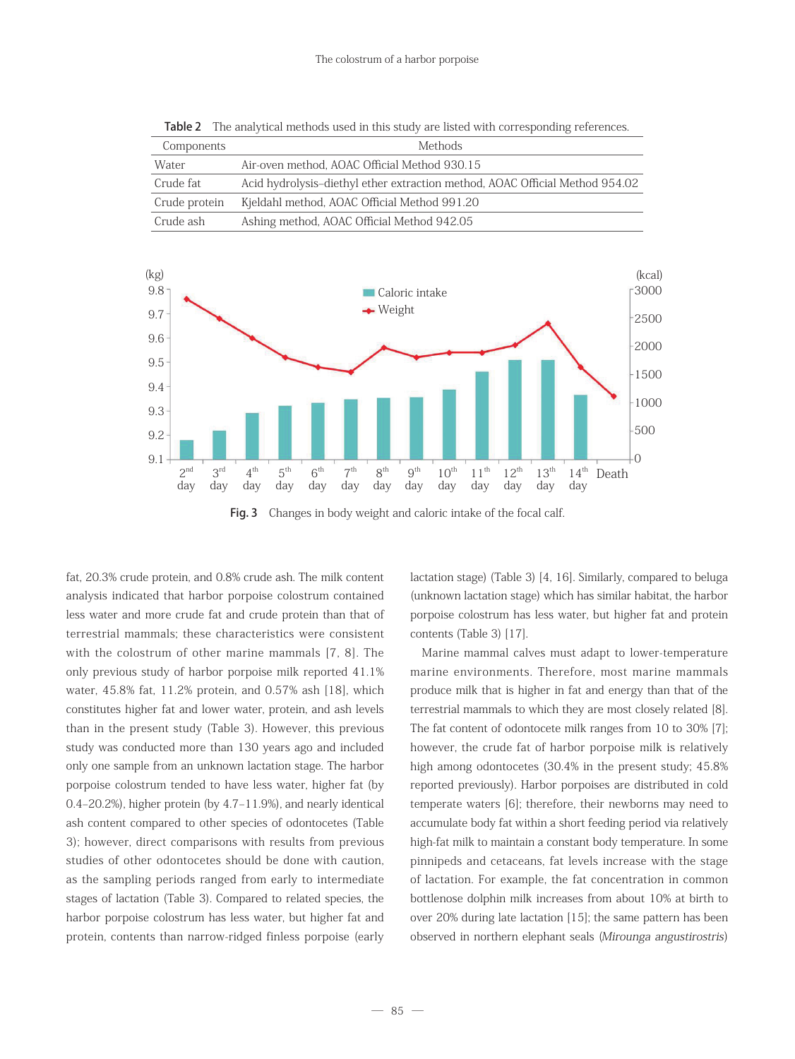**Table 2** The analytical methods used in this study are listed with corresponding references.

| Components | Methods |
|---|---|
| Water | Air-oven method, AOAC Official Method 930.15 |
| Crude fat | Acid hydrolysis–diethyl ether extraction method, AOAC Official Method 954.02 |
| Crude protein | Kjeldahl method, AOAC Official Method 991.20 |
| Crude ash | Ashing method, AOAC Official Method 942.05 |

**Fig. 3** Changes in body weight and caloric intake of the focal calf.

fat, 20.3% crude protein, and 0.8% crude ash. The milk content analysis indicated that harbor porpoise colostrum contained less water and more crude fat and crude protein than that of terrestrial mammals; these characteristics were consistent with the colostrum of other marine mammals [7, 8]. The only previous study of harbor porpoise milk reported 41.1% water, 45.8% fat, 11.2% protein, and 0.57% ash [18], which constitutes higher fat and lower water, protein, and ash levels than in the present study (Table 3). However, this previous study was conducted more than 130 years ago and included only one sample from an unknown lactation stage. The harbor porpoise colostrum tended to have less water, higher fat (by 0.4–20.2%), higher protein (by 4.7–11.9%), and nearly identical ash content compared to other species of odontocetes (Table 3); however, direct comparisons with results from previous studies of other odontocetes should be done with caution, as the sampling periods ranged from early to intermediate stages of lactation (Table 3). Compared to related species, the harbor porpoise colostrum has less water, but higher fat and protein, contents than narrow-ridged finless porpoise (early lactation stage) (Table 3) [4, 16]. Similarly, compared to beluga (unknown lactation stage) which has similar habitat, the harbor porpoise colostrum has less water, but higher fat and protein contents (Table 3) [17].

Marine mammal calves must adapt to lower-temperature marine environments. Therefore, most marine mammals produce milk that is higher in fat and energy than that of the terrestrial mammals to which they are most closely related [8]. The fat content of odontocete milk ranges from 10 to 30% [7]; however, the crude fat of harbor porpoise milk is relatively high among odontocetes (30.4% in the present study; 45.8% reported previously). Harbor porpoises are distributed in cold temperate waters [6]; therefore, their newborns may need to accumulate body fat within a short feeding period via relatively high-fat milk to maintain a constant body temperature. In some pinnipeds and cetaceans, fat levels increase with the stage of lactation. For example, the fat concentration in common bottlenose dolphin milk increases from about 10% at birth to over 20% during late lactation [15]; the same pattern has been observed in northern elephant seals (*Mirounga angustirostris*)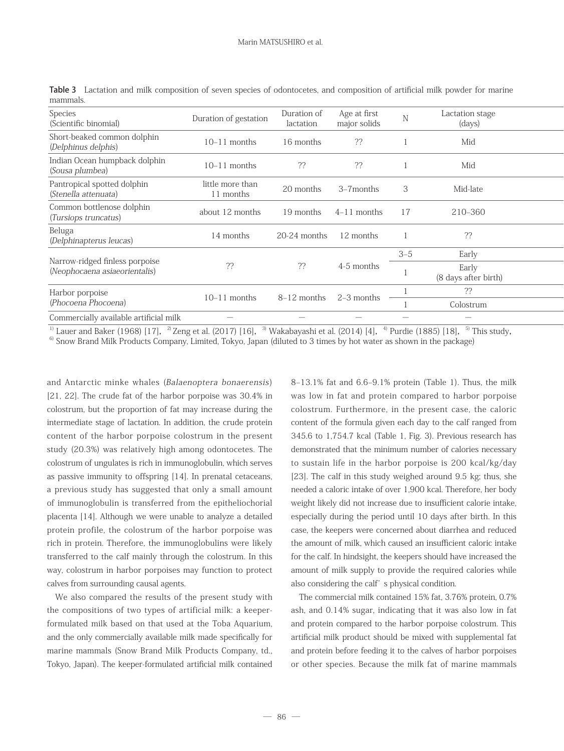**Table 3** Lactation and milk composition of seven species of odontocetes, and composition of artificial milk powder for marine mammals.

| Species (Scientific binomial) | Duration of gestation | Duration of lactation | Age at first major solids | N | Lactation stage (days) |
|---|---|---|---|---|---|
| Short-beaked common dolphin (*Delphinus delphis*) | 10–11 months | 16 months | ?? | 1 | Mid |
| Indian Ocean humpback dolphin (*Sousa plumbea*) | 10–11 months | ?? | ?? | 1 | Mid |
| Pantropical spotted dolphin (*Stenella attenuata*) | little more than 11 months | 20 months | 3–7months | 3 | Mid-late |
| Common bottlenose dolphin (*Tursiops truncatus*) | about 12 months | 19 months | 4–11 months | 17 | 210–360 |
| Beluga (*Delphinapterus leucas*) | 14 months | 20-24 months | 12 months | 1 | ?? |
| Narrow-ridged finless porpoise (*Neophocaena asiaeorientalis*) | ?? | ?? | 4-5 months | 3–5 | Early |
| | | | | 1 | Early (8 days after birth) |
| Harbor porpoise (*Phocoena Phocoena*) | 10–11 months | 8–12 months | 2–3 months | 1 | ?? |
| | | | | 1 | Colostrum |
| Commercially available artificial milk | — | — | — | — | — |

[1] Lauer and Baker (1968) [17], [2] Zeng et al. (2017) [16], [3] Wakabayashi et al. (2014) [4], [4] Purdie (1885) [18], [5] This study,
[6] Snow Brand Milk Products Company, Limited, Tokyo, Japan (diluted to 3 times by hot water as shown in the package)

and Antarctic minke whales (*Balaenoptera bonaerensis*) [21, 22]. The crude fat of the harbor porpoise was 30.4% in colostrum, but the proportion of fat may increase during the intermediate stage of lactation. In addition, the crude protein content of the harbor porpoise colostrum in the present study (20.3%) was relatively high among odontocetes. The colostrum of ungulates is rich in immunoglobulin, which serves as passive immunity to offspring [14]. In prenatal cetaceans, a previous study has suggested that only a small amount of immunoglobulin is transferred from the epitheliochorial placenta [14]. Although we were unable to analyze a detailed protein profile, the colostrum of the harbor porpoise was rich in protein. Therefore, the immunoglobulins were likely transferred to the calf mainly through the colostrum. In this way, colostrum in harbor porpoises may function to protect calves from surrounding causal agents.

We also compared the results of the present study with the compositions of two types of artificial milk: a keeper-formulated milk based on that used at the Toba Aquarium, and the only commercially available milk made specifically for marine mammals (Snow Brand Milk Products Company, td., Tokyo, Japan). The keeper-formulated artificial milk contained 8–13.1% fat and 6.6–9.1% protein (Table 1). Thus, the milk was low in fat and protein compared to harbor porpoise colostrum. Furthermore, in the present case, the caloric content of the formula given each day to the calf ranged from 345.6 to 1,754.7 kcal (Table 1, Fig. 3). Previous research has demonstrated that the minimum number of calories necessary to sustain life in the harbor porpoise is 200 kcal/kg/day [23]. The calf in this study weighed around 9.5 kg; thus, she needed a caloric intake of over 1,900 kcal. Therefore, her body weight likely did not increase due to insufficient calorie intake, especially during the period until 10 days after birth. In this case, the keepers were concerned about diarrhea and reduced the amount of milk, which caused an insufficient caloric intake for the calf. In hindsight, the keepers should have increased the amount of milk supply to provide the required calories while also considering the calf's physical condition.

The commercial milk contained 15% fat, 3.76% protein, 0.7% ash, and 0.14% sugar, indicating that it was also low in fat and protein compared to the harbor porpoise colostrum. This artificial milk product should be mixed with supplemental fat and protein before feeding it to the calves of harbor porpoises or other species. Because the milk fat of marine mammals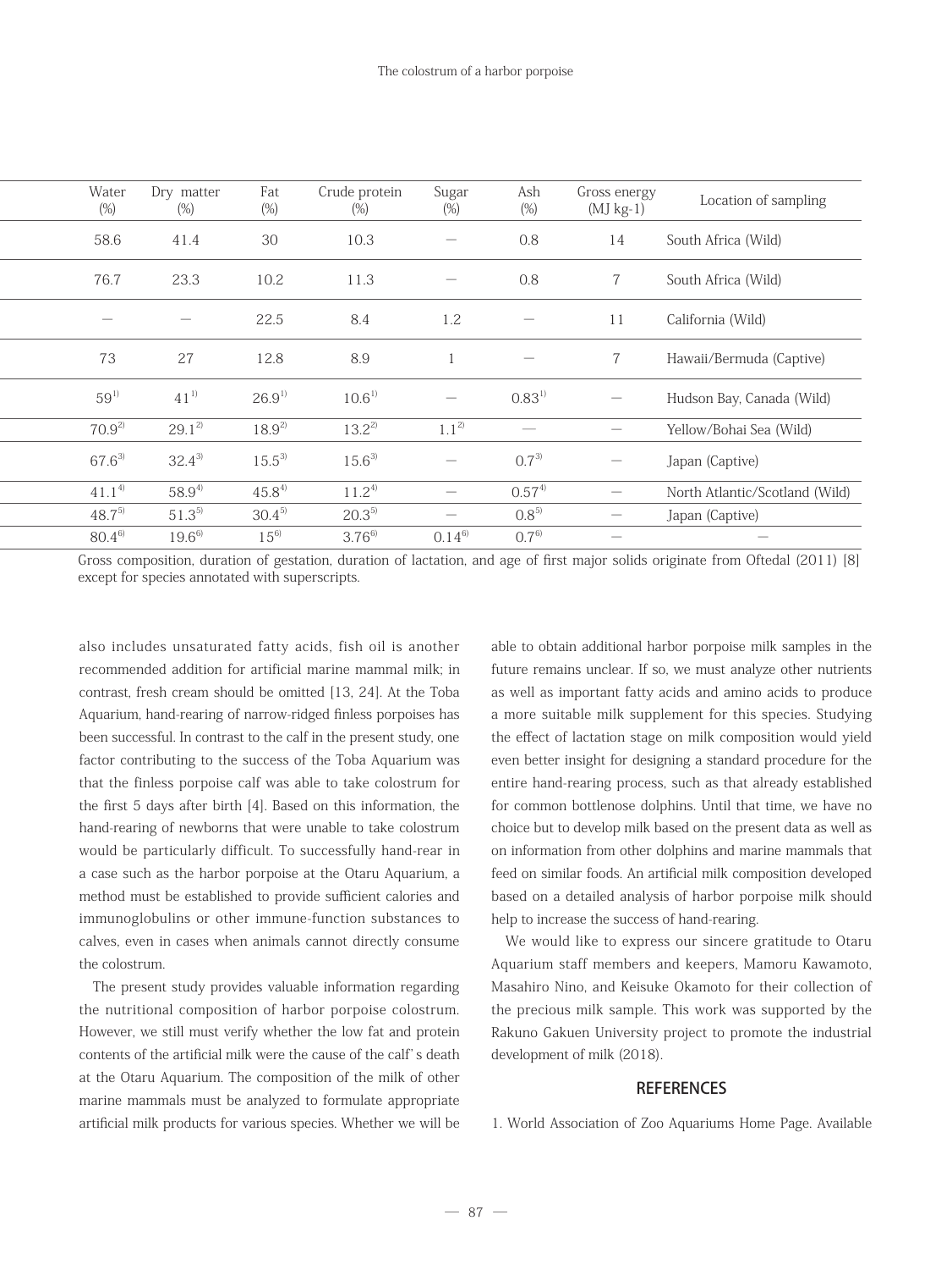| Water (%) | Dry matter (%) | Fat (%) | Crude protein (%) | Sugar (%) | Ash (%) | Gross energy (MJ kg-1) | Location of sampling |
|---|---|---|---|---|---|---|---|
| 58.6 | 41.4 | 30 | 10.3 | — | 0.8 | 14 | South Africa (Wild) |
| 76.7 | 23.3 | 10.2 | 11.3 | — | 0.8 | 7 | South Africa (Wild) |
| — | — | 22.5 | 8.4 | 1.2 | — | 11 | California (Wild) |
| 73 | 27 | 12.8 | 8.9 | 1 | — | 7 | Hawaii/Bermuda (Captive) |
| 59 [1) | 41 [1) | 26.9 [1) | 10.6 [1) | — | 0.83 [1) | — | Hudson Bay, Canada (Wild) |
| 70.9 [2) | 29.1 [2) | 18.9 [2) | 13.2 [2) | 1.1 [2) | — | — | Yellow/Bohai Sea (Wild) |
| 67.6 [3) | 32.4 [3) | 15.5 [3) | 15.6 [3) | — | 0.7 [3) | — | Japan (Captive) |
| 41.1 [4) | 58.9 [4) | 45.8 [4) | 11.2 [4) | — | 0.57 [4) | — | North Atlantic/Scotland (Wild) |
| 48.7 [5) | 51.3 [5) | 30.4 [5) | 20.3 [5) | — | 0.8 [5) | — | Japan (Captive) |
| 80.4 [6) | 19.6 [6) | 15 [6) | 3.76 [6) | 0.14 [6) | 0.7 [6) | — | — |

Gross composition, duration of gestation, duration of lactation, and age of first major solids originate from Oftedal (2011) [8] except for species annotated with superscripts.

also includes unsaturated fatty acids, fish oil is another recommended addition for artificial marine mammal milk; in contrast, fresh cream should be omitted [13, 24]. At the Toba Aquarium, hand-rearing of narrow-ridged finless porpoises has been successful. In contrast to the calf in the present study, one factor contributing to the success of the Toba Aquarium was that the finless porpoise calf was able to take colostrum for the first 5 days after birth [4]. Based on this information, the hand-rearing of newborns that were unable to take colostrum would be particularly difficult. To successfully hand-rear in a case such as the harbor porpoise at the Otaru Aquarium, a method must be established to provide sufficient calories and immunoglobulins or other immune-function substances to calves, even in cases when animals cannot directly consume the colostrum.

The present study provides valuable information regarding the nutritional composition of harbor porpoise colostrum. However, we still must verify whether the low fat and protein contents of the artificial milk were the cause of the calf' s death at the Otaru Aquarium. The composition of the milk of other marine mammals must be analyzed to formulate appropriate artificial milk products for various species. Whether we will be able to obtain additional harbor porpoise milk samples in the future remains unclear. If so, we must analyze other nutrients as well as important fatty acids and amino acids to produce a more suitable milk supplement for this species. Studying the effect of lactation stage on milk composition would yield even better insight for designing a standard procedure for the entire hand-rearing process, such as that already established for common bottlenose dolphins. Until that time, we have no choice but to develop milk based on the present data as well as on information from other dolphins and marine mammals that feed on similar foods. An artificial milk composition developed based on a detailed analysis of harbor porpoise milk should help to increase the success of hand-rearing.

We would like to express our sincere gratitude to Otaru Aquarium staff members and keepers, Mamoru Kawamoto, Masahiro Nino, and Keisuke Okamoto for their collection of the precious milk sample. This work was supported by the Rakuno Gakuen University project to promote the industrial development of milk (2018).

## REFERENCES

1. World Association of Zoo Aquariums Home Page. Available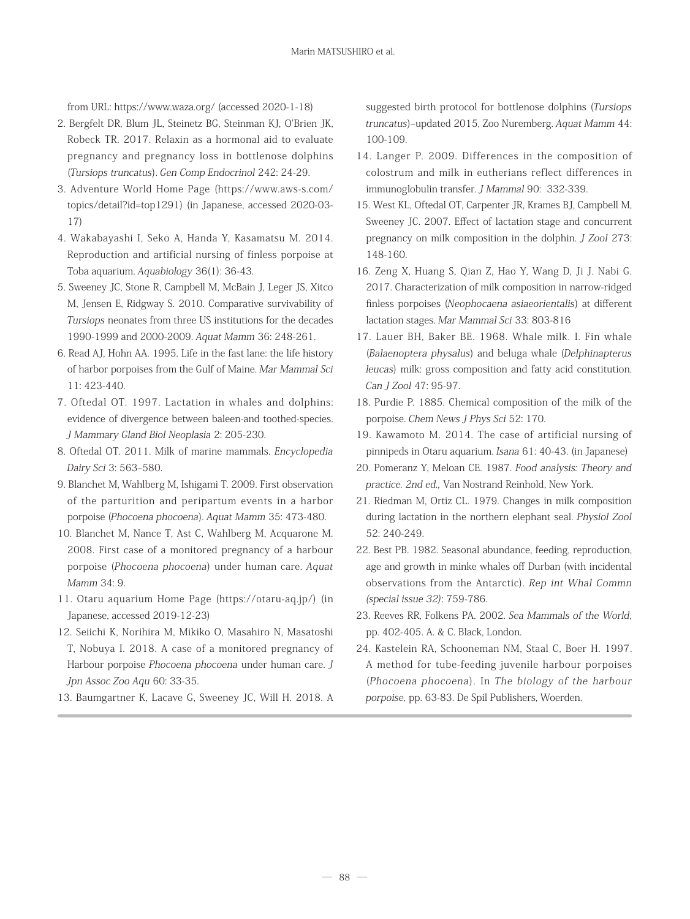from URL: https://www.waza.org/ (accessed 2020-1-18)

2. Bergfelt DR, Blum JL, Steinetz BG, Steinman KJ, O'Brien JK, Robeck TR. 2017. Relaxin as a hormonal aid to evaluate pregnancy and pregnancy loss in bottlenose dolphins (*Tursiops truncatus*). *Gen Comp Endocrinol* 242: 24-29.
3. Adventure World Home Page (https://www.aws-s.com/topics/detail?id=top1291) (in Japanese, accessed 2020-03-17)
4. Wakabayashi I, Seko A, Handa Y, Kasamatsu M. 2014. Reproduction and artificial nursing of finless porpoise at Toba aquarium. *Aquabiology* 36(1): 36-43.
5. Sweeney JC, Stone R, Campbell M, McBain J, Leger JS, Xitco M, Jensen E, Ridgway S. 2010. Comparative survivability of *Tursiops* neonates from three US institutions for the decades 1990-1999 and 2000-2009. *Aquat Mamm* 36: 248-261.
6. Read AJ, Hohn AA. 1995. Life in the fast lane: the life history of harbor porpoises from the Gulf of Maine. *Mar Mammal Sci* 11: 423-440.
7. Oftedal OT. 1997. Lactation in whales and dolphins: evidence of divergence between baleen-and toothed-species. *J Mammary Gland Biol Neoplasia* 2: 205-230.
8. Oftedal OT. 2011. Milk of marine mammals. *Encyclopedia Dairy Sci* 3: 563–580.
9. Blanchet M, Wahlberg M, Ishigami T. 2009. First observation of the parturition and peripartum events in a harbor porpoise (*Phocoena phocoena*). *Aquat Mamm* 35: 473-480.
10. Blanchet M, Nance T, Ast C, Wahlberg M, Acquarone M. 2008. First case of a monitored pregnancy of a harbour porpoise (*Phocoena phocoena*) under human care. *Aquat Mamm* 34: 9.
11. Otaru aquarium Home Page (https://otaru-aq.jp/) (in Japanese, accessed 2019-12-23)
12. Seiichi K, Norihira M, Mikiko O, Masahiro N, Masatoshi T, Nobuya I. 2018. A case of a monitored pregnancy of Harbour porpoise *Phocoena phocoena* under human care. *J Jpn Assoc Zoo Aqu* 60: 33-35.
13. Baumgartner K, Lacave G, Sweeney JC, Will H. 2018. A suggested birth protocol for bottlenose dolphins (*Tursiops truncatus*)–updated 2015, Zoo Nuremberg. *Aquat Mamm* 44: 100-109.
14. Langer P. 2009. Differences in the composition of colostrum and milk in eutherians reflect differences in immunoglobulin transfer. *J Mammal* 90: 332-339.
15. West KL, Oftedal OT, Carpenter JR, Krames BJ, Campbell M, Sweeney JC. 2007. Effect of lactation stage and concurrent pregnancy on milk composition in the dolphin. *J Zool* 273: 148-160.
16. Zeng X, Huang S, Qian Z, Hao Y, Wang D, Ji J. Nabi G. 2017. Characterization of milk composition in narrow-ridged finless porpoises (*Neophocaena asiaeorientalis*) at different lactation stages. *Mar Mammal Sci* 33: 803-816
17. Lauer BH, Baker BE. 1968. Whale milk. I. Fin whale (*Balaenoptera physalus*) and beluga whale (*Delphinapterus leucas*) milk: gross composition and fatty acid constitution. *Can J Zool* 47: 95-97.
18. Purdie P. 1885. Chemical composition of the milk of the porpoise. *Chem News J Phys Sci* 52: 170.
19. Kawamoto M. 2014. The case of artificial nursing of pinnipeds in Otaru aquarium. *Isana* 61: 40-43. (in Japanese)
20. Pomeranz Y, Meloan CE. 1987. *Food analysis: Theory and practice. 2nd ed.,* Van Nostrand Reinhold, New York.
21. Riedman M, Ortiz CL. 1979. Changes in milk composition during lactation in the northern elephant seal. *Physiol Zool* 52: 240-249.
22. Best PB. 1982. Seasonal abundance, feeding, reproduction, age and growth in minke whales off Durban (with incidental observations from the Antarctic). *Rep int Whal Commn (special issue 32)*: 759-786.
23. Reeves RR, Folkens PA. 2002. *Sea Mammals of the World*, pp. 402-405. A. & C. Black, London.
24. Kastelein RA, Schooneman NM, Staal C, Boer H. 1997. A method for tube-feeding juvenile harbour porpoises (*Phocoena phocoena*). In *The biology of the harbour porpoise*, pp. 63-83. De Spil Publishers, Woerden.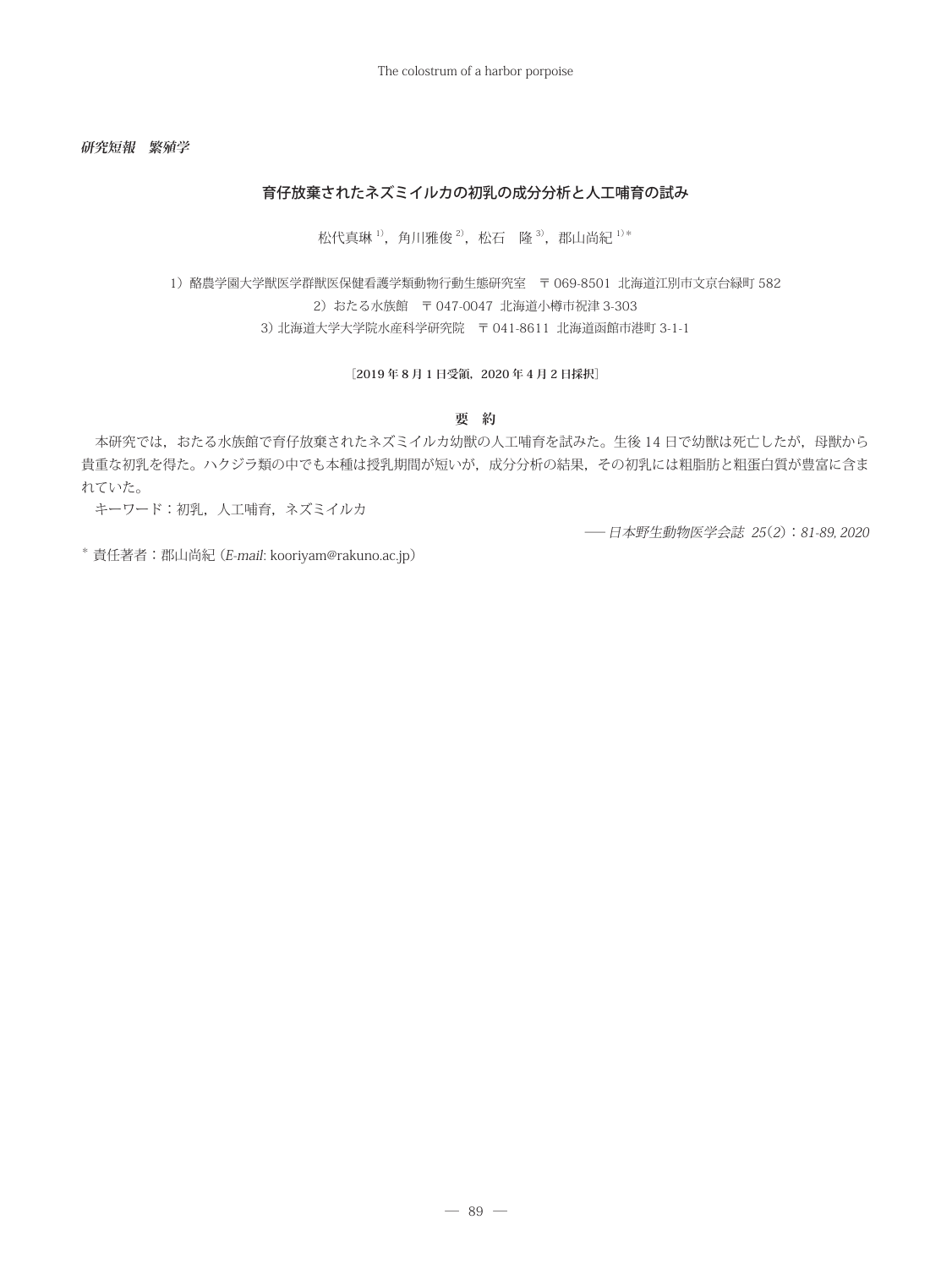*研究短報　繁殖学*

## 育仔放棄されたネズミイルカの初乳の成分分析と人工哺育の試み

松代真琳[1)]，角川雅俊[2)]，松石　隆[3)]，郡山尚紀[1)*]

1）酪農学園大学獣医学群獣医保健看護学類動物行動生態研究室　〒069-8501 北海道江別市文京台緑町 582

2）おたる水族館　〒047-0047 北海道小樽市祝津 3-303

3）北海道大学大学院水産科学研究院　〒041-8611 北海道函館市港町 3-1-1

［2019 年 8 月 1 日受領，2020 年 4 月 2 日採択］

### 要　約

本研究では，おたる水族館で育仔放棄されたネズミイルカ幼獣の人工哺育を試みた。生後 14 日で幼獣は死亡したが，母獣から貴重な初乳を得た。ハクジラ類の中でも本種は授乳期間が短いが，成分分析の結果，その初乳には粗脂肪と粗蛋白質が豊富に含まれていた。

キーワード：初乳，人工哺育，ネズミイルカ

―― *日本野生動物医学会誌 25(2)：81-89, 2020*

* 責任著者：郡山尚紀（*E-mail*: kooriyam@rakuno.ac.jp）